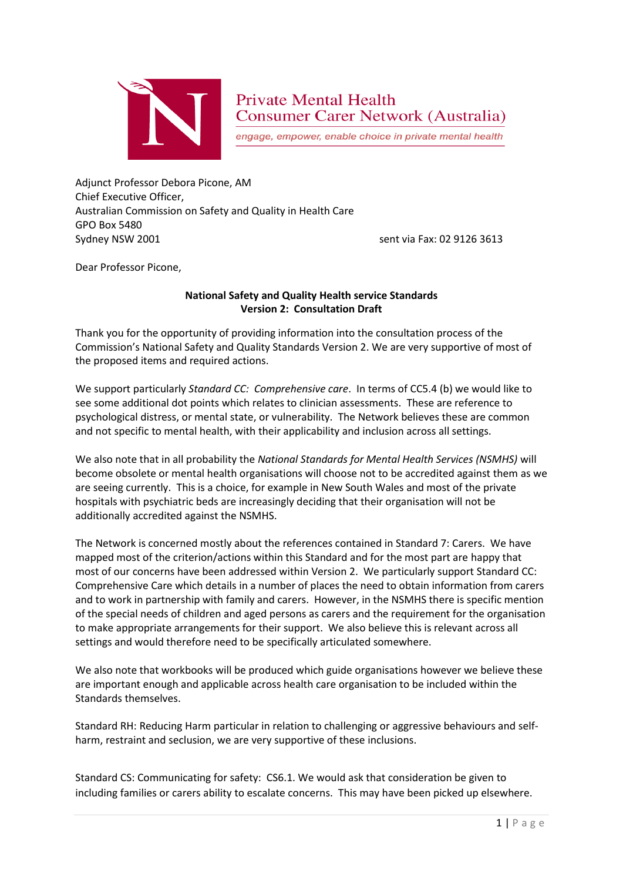Private Mental Health
Consumer Carer Network (Australia)

*engage, empower, enable choice in private mental health*

Adjunct Professor Debora Picone, AM
Chief Executive Officer,
Australian Commission on Safety and Quality in Health Care
GPO Box 5480
Sydney NSW 2001

sent via Fax: 02 9126 3613

Dear Professor Picone,

**National Safety and Quality Health service Standards**
**Version 2: Consultation Draft**

Thank you for the opportunity of providing information into the consultation process of the Commission's National Safety and Quality Standards Version 2. We are very supportive of most of the proposed items and required actions.

We support particularly *Standard CC: Comprehensive care*. In terms of CC5.4 (b) we would like to see some additional dot points which relates to clinician assessments. These are reference to psychological distress, or mental state, or vulnerability. The Network believes these are common and not specific to mental health, with their applicability and inclusion across all settings.

We also note that in all probability the *National Standards for Mental Health Services (NSMHS)* will become obsolete or mental health organisations will choose not to be accredited against them as we are seeing currently. This is a choice, for example in New South Wales and most of the private hospitals with psychiatric beds are increasingly deciding that their organisation will not be additionally accredited against the NSMHS.

The Network is concerned mostly about the references contained in Standard 7: Carers. We have mapped most of the criterion/actions within this Standard and for the most part are happy that most of our concerns have been addressed within Version 2. We particularly support Standard CC: Comprehensive Care which details in a number of places the need to obtain information from carers and to work in partnership with family and carers. However, in the NSMHS there is specific mention of the special needs of children and aged persons as carers and the requirement for the organisation to make appropriate arrangements for their support. We also believe this is relevant across all settings and would therefore need to be specifically articulated somewhere.

We also note that workbooks will be produced which guide organisations however we believe these are important enough and applicable across health care organisation to be included within the Standards themselves.

Standard RH: Reducing Harm particular in relation to challenging or aggressive behaviours and self-harm, restraint and seclusion, we are very supportive of these inclusions.

Standard CS: Communicating for safety: CS6.1. We would ask that consideration be given to including families or carers ability to escalate concerns. This may have been picked up elsewhere.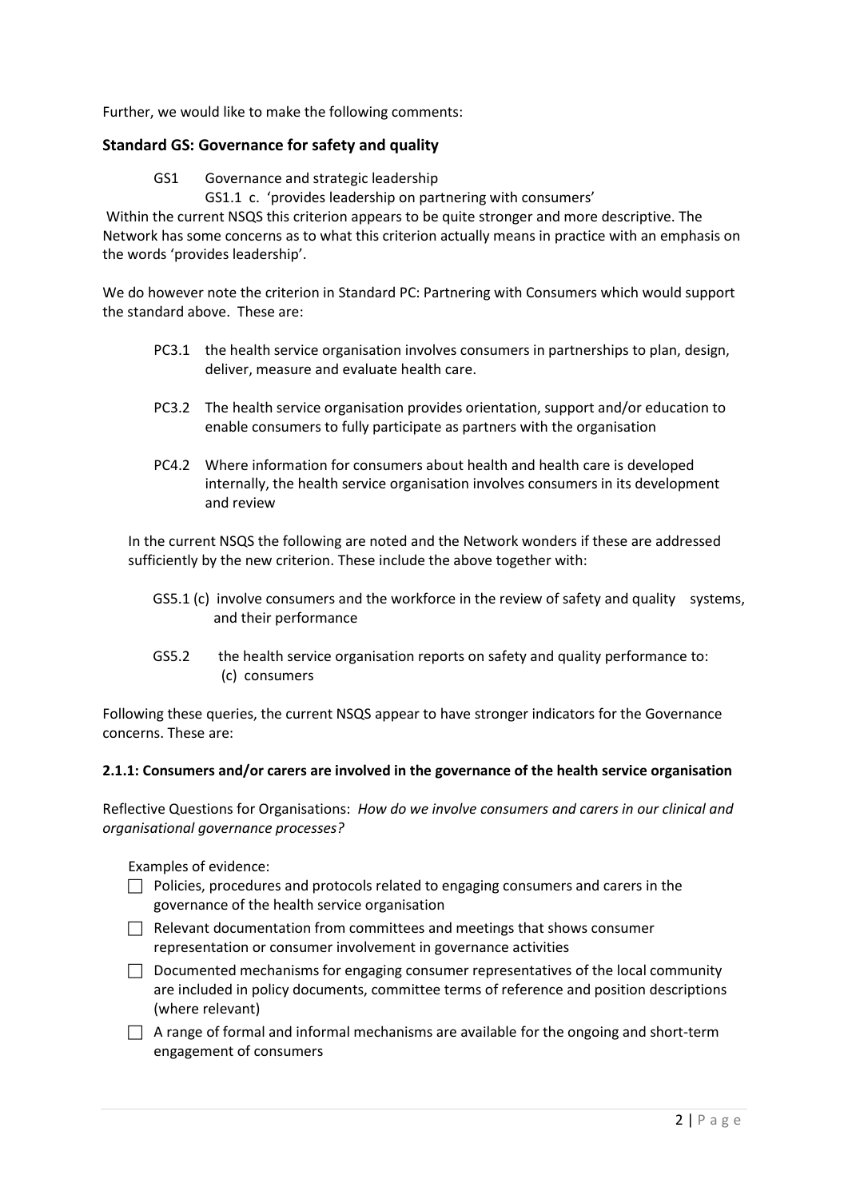Further, we would like to make the following comments:

### Standard GS: Governance for safety and quality

GS1 Governance and strategic leadership

GS1.1 c. 'provides leadership on partnering with consumers'

Within the current NSQS this criterion appears to be quite stronger and more descriptive. The Network has some concerns as to what this criterion actually means in practice with an emphasis on the words 'provides leadership'.

We do however note the criterion in Standard PC: Partnering with Consumers which would support the standard above. These are:

- PC3.1 the health service organisation involves consumers in partnerships to plan, design, deliver, measure and evaluate health care.
- PC3.2 The health service organisation provides orientation, support and/or education to enable consumers to fully participate as partners with the organisation
- PC4.2 Where information for consumers about health and health care is developed internally, the health service organisation involves consumers in its development and review

In the current NSQS the following are noted and the Network wonders if these are addressed sufficiently by the new criterion. These include the above together with:

- GS5.1 (c) involve consumers and the workforce in the review of safety and quality systems, and their performance
- GS5.2 the health service organisation reports on safety and quality performance to:
  (c) consumers

Following these queries, the current NSQS appear to have stronger indicators for the Governance concerns. These are:

**2.1.1: Consumers and/or carers are involved in the governance of the health service organisation**

Reflective Questions for Organisations: *How do we involve consumers and carers in our clinical and organisational governance processes?*

Examples of evidence:

- ☐ Policies, procedures and protocols related to engaging consumers and carers in the governance of the health service organisation
- ☐ Relevant documentation from committees and meetings that shows consumer representation or consumer involvement in governance activities
- ☐ Documented mechanisms for engaging consumer representatives of the local community are included in policy documents, committee terms of reference and position descriptions (where relevant)
- ☐ A range of formal and informal mechanisms are available for the ongoing and short-term engagement of consumers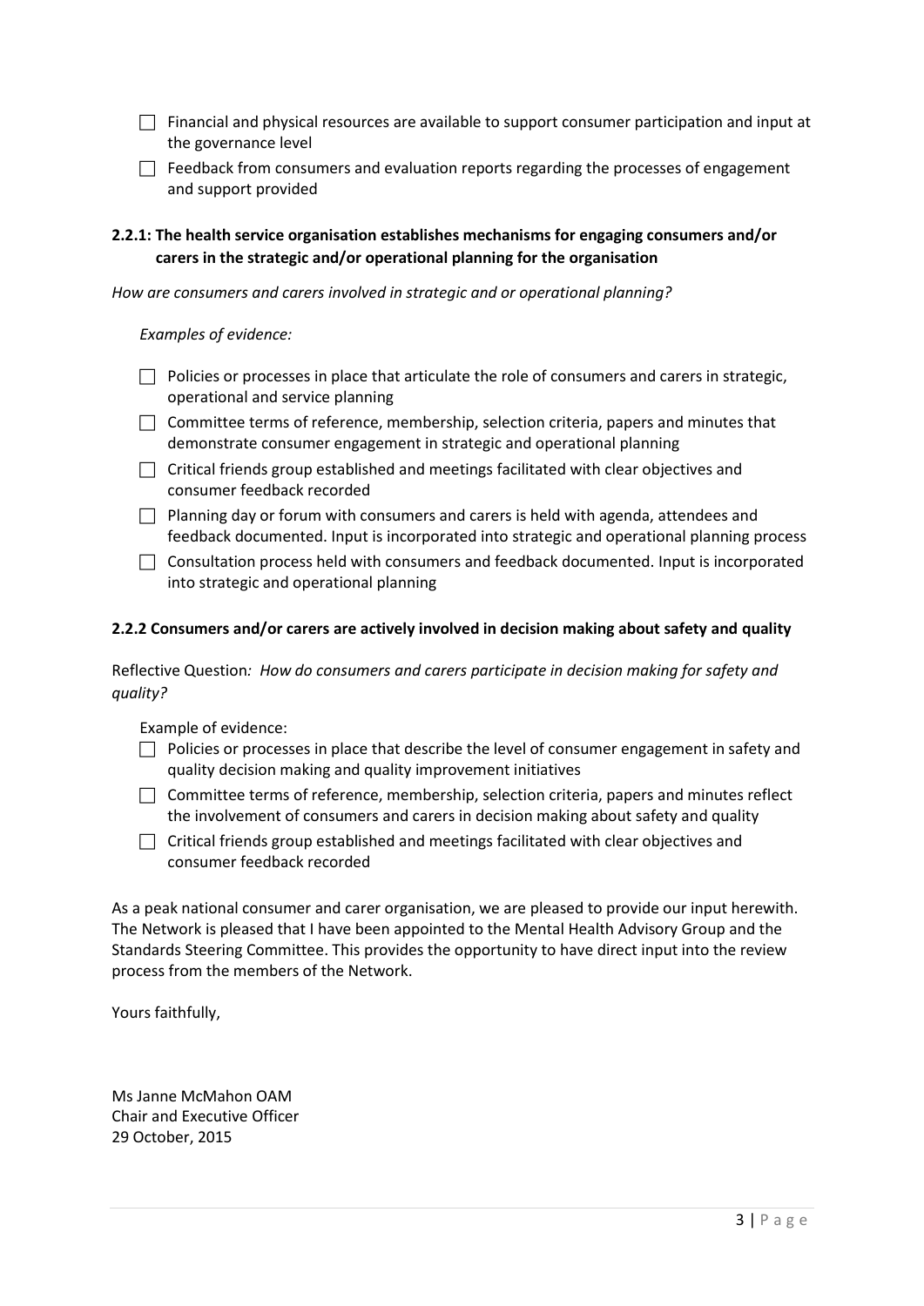- ☐ Financial and physical resources are available to support consumer participation and input at the governance level
- ☐ Feedback from consumers and evaluation reports regarding the processes of engagement and support provided

**2.2.1: The health service organisation establishes mechanisms for engaging consumers and/or carers in the strategic and/or operational planning for the organisation**

*How are consumers and carers involved in strategic and or operational planning?*

*Examples of evidence:*

- ☐ Policies or processes in place that articulate the role of consumers and carers in strategic, operational and service planning
- ☐ Committee terms of reference, membership, selection criteria, papers and minutes that demonstrate consumer engagement in strategic and operational planning
- ☐ Critical friends group established and meetings facilitated with clear objectives and consumer feedback recorded
- ☐ Planning day or forum with consumers and carers is held with agenda, attendees and feedback documented. Input is incorporated into strategic and operational planning process
- ☐ Consultation process held with consumers and feedback documented. Input is incorporated into strategic and operational planning

**2.2.2 Consumers and/or carers are actively involved in decision making about safety and quality**

Reflective Question*: How do consumers and carers participate in decision making for safety and quality?*

Example of evidence:

- ☐ Policies or processes in place that describe the level of consumer engagement in safety and quality decision making and quality improvement initiatives
- ☐ Committee terms of reference, membership, selection criteria, papers and minutes reflect the involvement of consumers and carers in decision making about safety and quality
- ☐ Critical friends group established and meetings facilitated with clear objectives and consumer feedback recorded

As a peak national consumer and carer organisation, we are pleased to provide our input herewith. The Network is pleased that I have been appointed to the Mental Health Advisory Group and the Standards Steering Committee. This provides the opportunity to have direct input into the review process from the members of the Network.

Yours faithfully,

Ms Janne McMahon OAM
Chair and Executive Officer
29 October, 2015